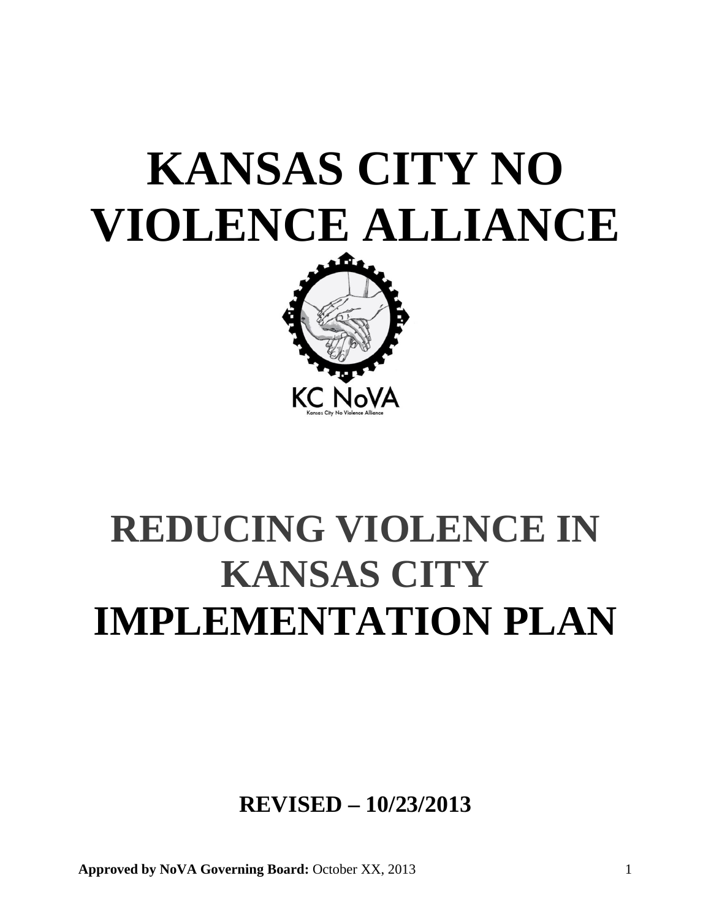# KANSAS CITY NO VIOLENCE ALLIANCE

KC NoVA

Kansas City No Violence Alliance

# REDUCING VIOLENCE IN KANSAS CITY IMPLEMENTATION PLAN

**REVISED – 10/23/2013**

**Approved by NoVA Governing Board:** October XX, 2013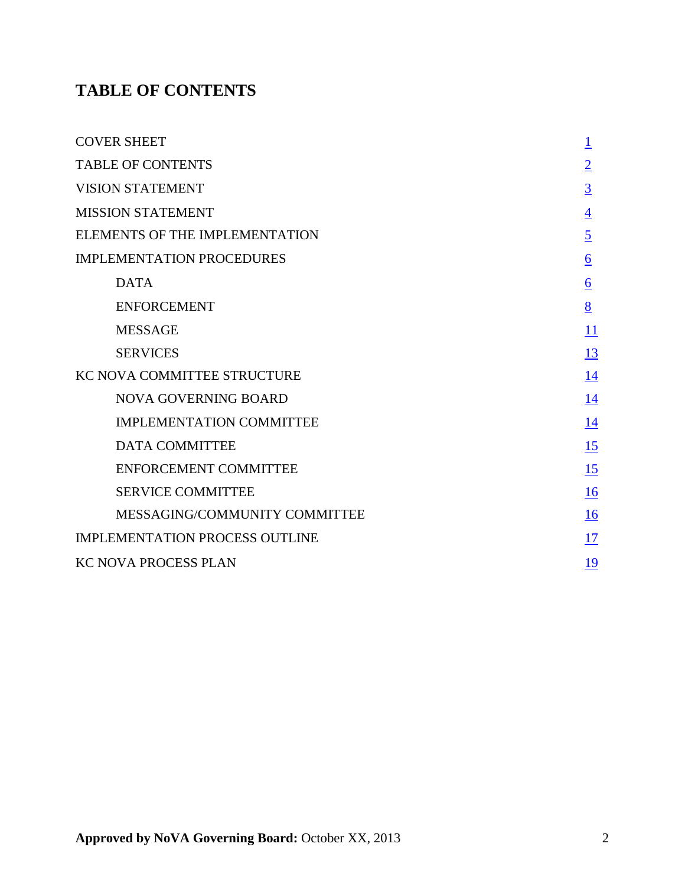# TABLE OF CONTENTS

| | |
|---|---|
| COVER SHEET | 1 |
| TABLE OF CONTENTS | 2 |
| VISION STATEMENT | 3 |
| MISSION STATEMENT | 4 |
| ELEMENTS OF THE IMPLEMENTATION | 5 |
| IMPLEMENTATION PROCEDURES | 6 |
| &nbsp;&nbsp;&nbsp;&nbsp;DATA | 6 |
| &nbsp;&nbsp;&nbsp;&nbsp;ENFORCEMENT | 8 |
| &nbsp;&nbsp;&nbsp;&nbsp;MESSAGE | 11 |
| &nbsp;&nbsp;&nbsp;&nbsp;SERVICES | 13 |
| KC NOVA COMMITTEE STRUCTURE | 14 |
| &nbsp;&nbsp;&nbsp;&nbsp;NOVA GOVERNING BOARD | 14 |
| &nbsp;&nbsp;&nbsp;&nbsp;IMPLEMENTATION COMMITTEE | 14 |
| &nbsp;&nbsp;&nbsp;&nbsp;DATA COMMITTEE | 15 |
| &nbsp;&nbsp;&nbsp;&nbsp;ENFORCEMENT COMMITTEE | 15 |
| &nbsp;&nbsp;&nbsp;&nbsp;SERVICE COMMITTEE | 16 |
| &nbsp;&nbsp;&nbsp;&nbsp;MESSAGING/COMMUNITY COMMITTEE | 16 |
| IMPLEMENTATION PROCESS OUTLINE | 17 |
| KC NOVA PROCESS PLAN | 19 |

**Approved by NoVA Governing Board:** October XX, 2013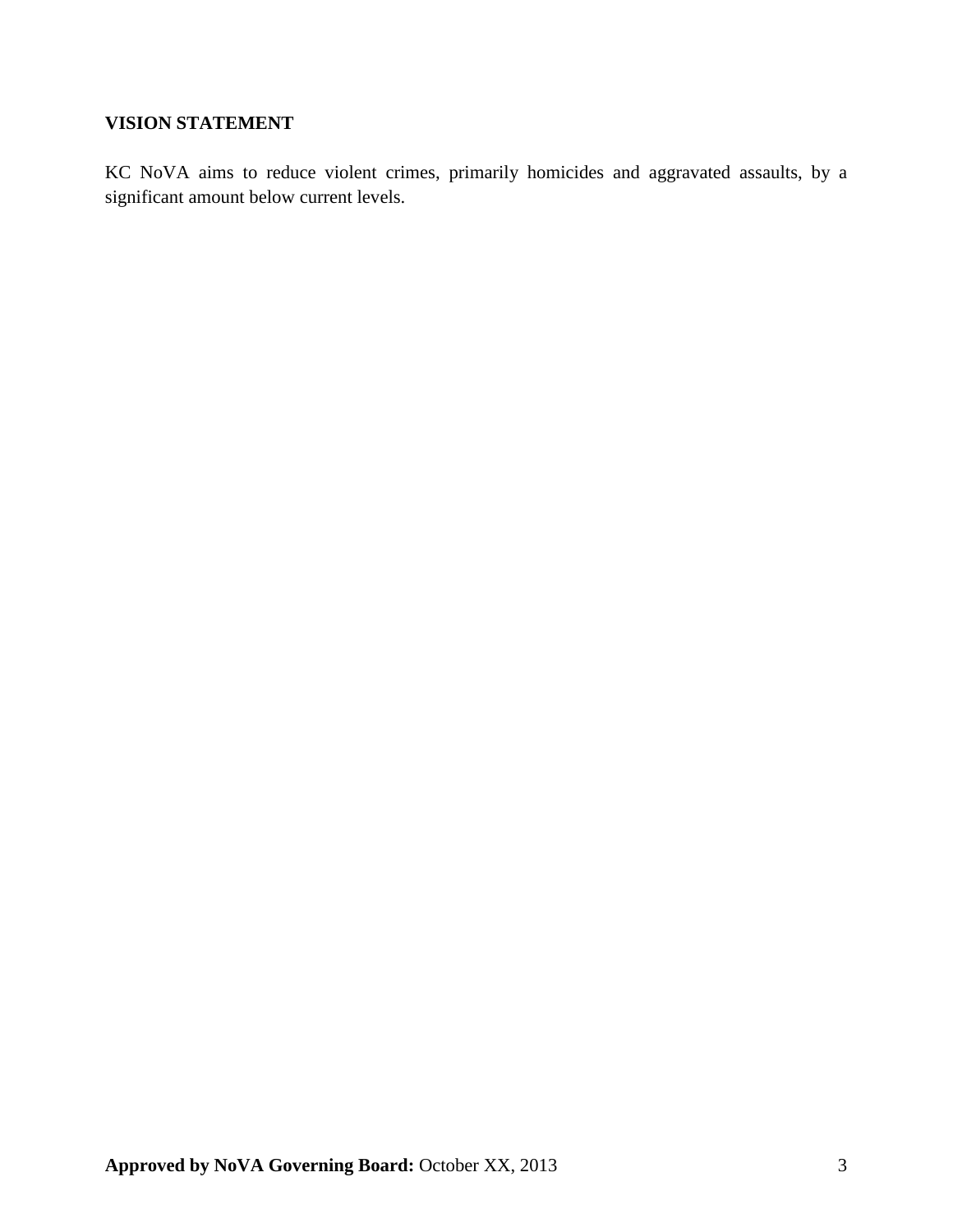## VISION STATEMENT

KC NoVA aims to reduce violent crimes, primarily homicides and aggravated assaults, by a significant amount below current levels.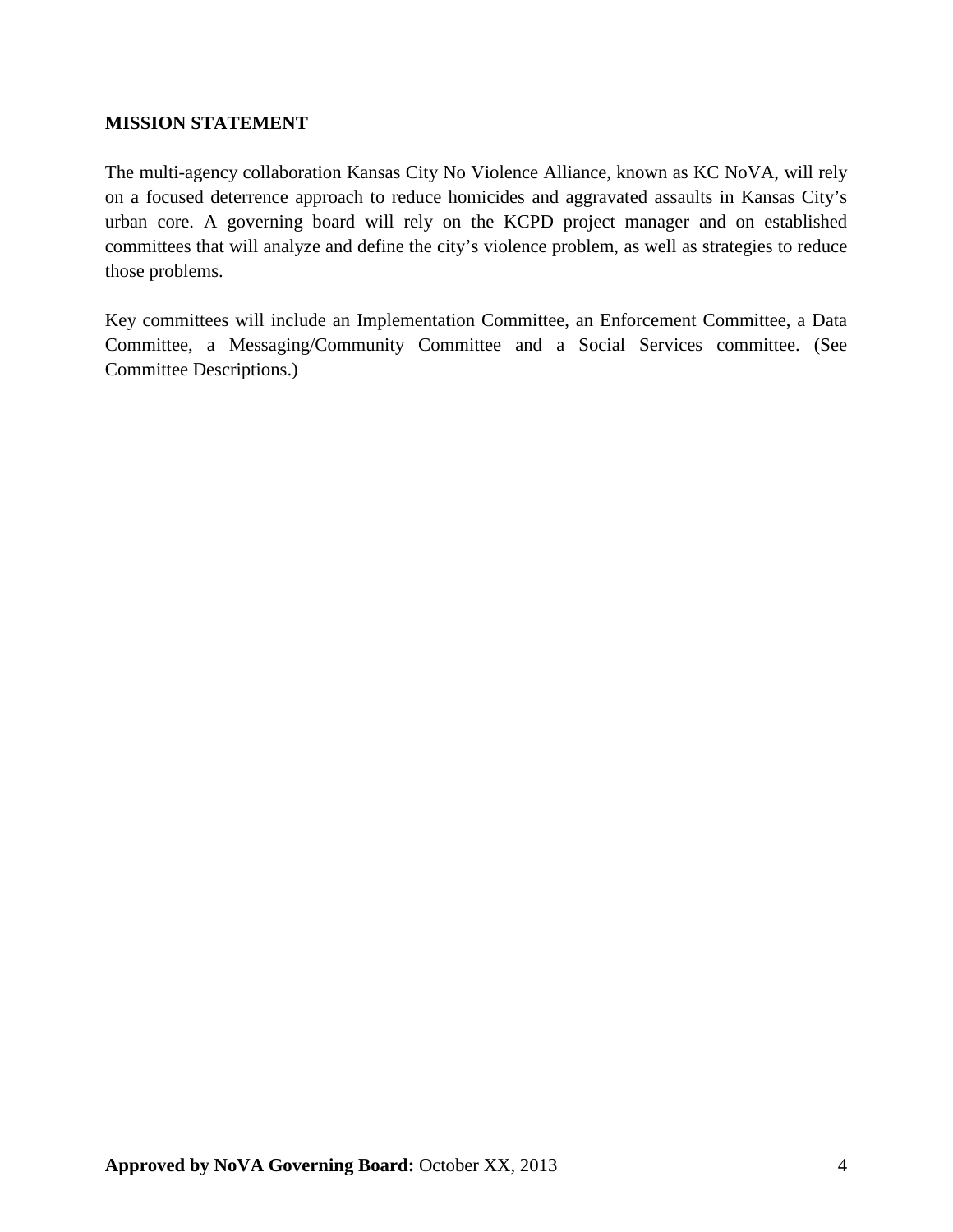**MISSION STATEMENT**

The multi-agency collaboration Kansas City No Violence Alliance, known as KC NoVA, will rely on a focused deterrence approach to reduce homicides and aggravated assaults in Kansas City's urban core. A governing board will rely on the KCPD project manager and on established committees that will analyze and define the city's violence problem, as well as strategies to reduce those problems.

Key committees will include an Implementation Committee, an Enforcement Committee, a Data Committee, a Messaging/Community Committee and a Social Services committee. (See Committee Descriptions.)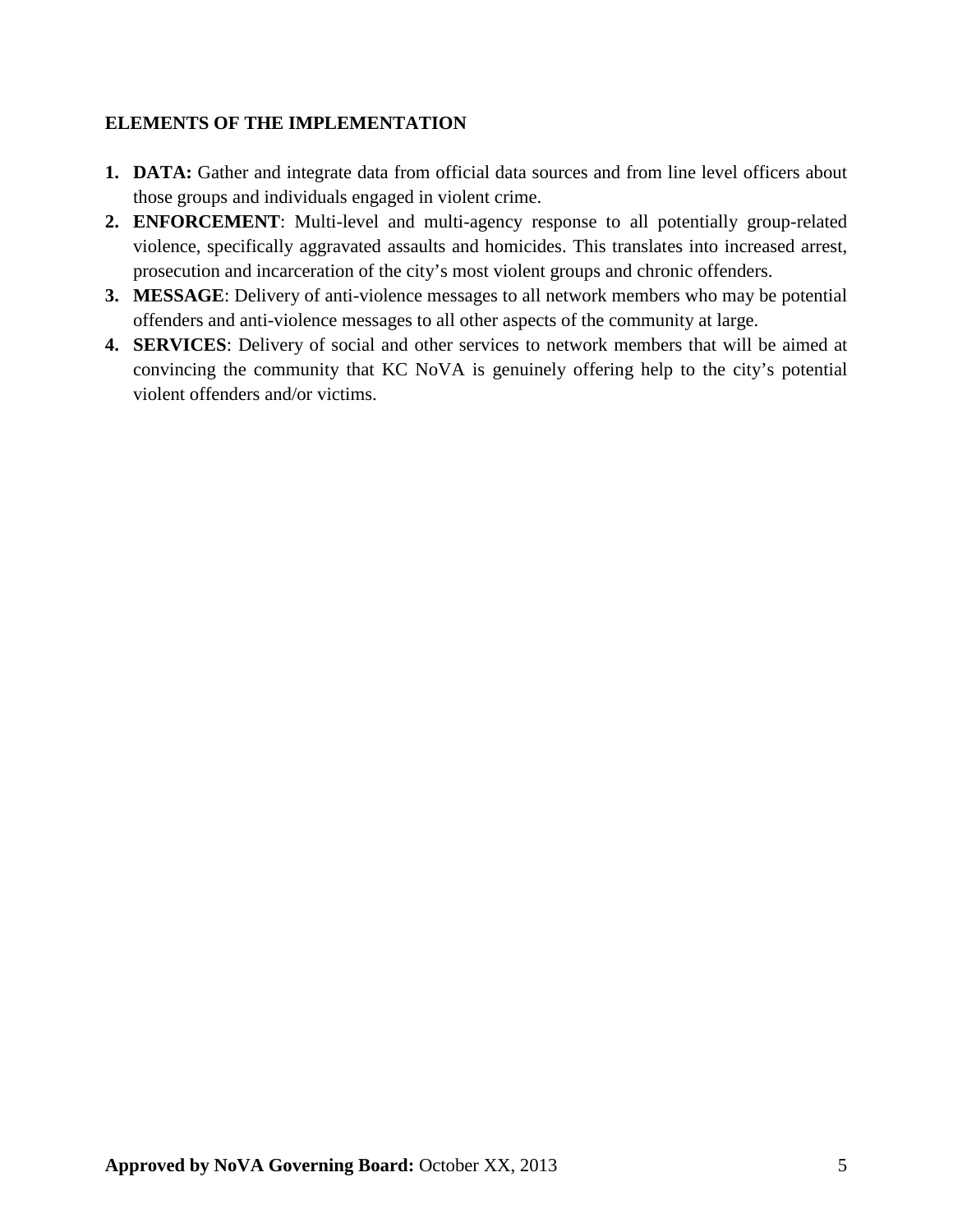**ELEMENTS OF THE IMPLEMENTATION**

1. **DATA:** Gather and integrate data from official data sources and from line level officers about those groups and individuals engaged in violent crime.
2. **ENFORCEMENT**: Multi-level and multi-agency response to all potentially group-related violence, specifically aggravated assaults and homicides. This translates into increased arrest, prosecution and incarceration of the city's most violent groups and chronic offenders.
3. **MESSAGE**: Delivery of anti-violence messages to all network members who may be potential offenders and anti-violence messages to all other aspects of the community at large.
4. **SERVICES**: Delivery of social and other services to network members that will be aimed at convincing the community that KC NoVA is genuinely offering help to the city's potential violent offenders and/or victims.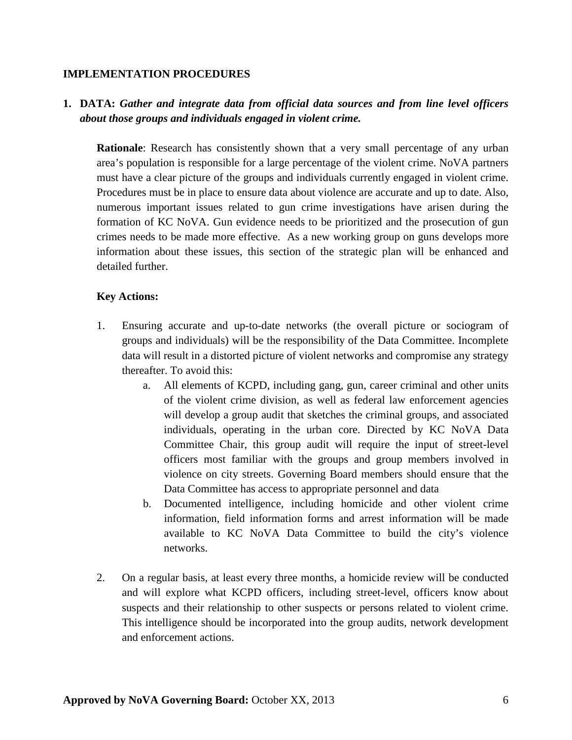## IMPLEMENTATION PROCEDURES

1. **DATA:** ***Gather and integrate data from official data sources and from line level officers about those groups and individuals engaged in violent crime.***

   **Rationale**: Research has consistently shown that a very small percentage of any urban area's population is responsible for a large percentage of the violent crime. NoVA partners must have a clear picture of the groups and individuals currently engaged in violent crime. Procedures must be in place to ensure data about violence are accurate and up to date. Also, numerous important issues related to gun crime investigations have arisen during the formation of KC NoVA. Gun evidence needs to be prioritized and the prosecution of gun crimes needs to be made more effective. As a new working group on guns develops more information about these issues, this section of the strategic plan will be enhanced and detailed further.

   **Key Actions:**

   1. Ensuring accurate and up-to-date networks (the overall picture or sociogram of groups and individuals) will be the responsibility of the Data Committee. Incomplete data will result in a distorted picture of violent networks and compromise any strategy thereafter. To avoid this:
      a. All elements of KCPD, including gang, gun, career criminal and other units of the violent crime division, as well as federal law enforcement agencies will develop a group audit that sketches the criminal groups, and associated individuals, operating in the urban core. Directed by KC NoVA Data Committee Chair, this group audit will require the input of street-level officers most familiar with the groups and group members involved in violence on city streets. Governing Board members should ensure that the Data Committee has access to appropriate personnel and data
      b. Documented intelligence, including homicide and other violent crime information, field information forms and arrest information will be made available to KC NoVA Data Committee to build the city's violence networks.

   2. On a regular basis, at least every three months, a homicide review will be conducted and will explore what KCPD officers, including street-level, officers know about suspects and their relationship to other suspects or persons related to violent crime. This intelligence should be incorporated into the group audits, network development and enforcement actions.

**Approved by NoVA Governing Board:** October XX, 2013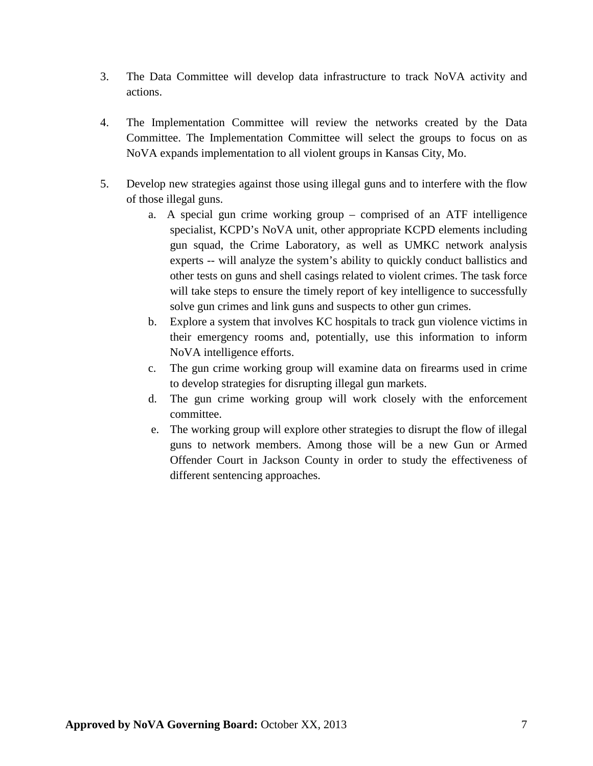3. The Data Committee will develop data infrastructure to track NoVA activity and actions.

4. The Implementation Committee will review the networks created by the Data Committee. The Implementation Committee will select the groups to focus on as NoVA expands implementation to all violent groups in Kansas City, Mo.

5. Develop new strategies against those using illegal guns and to interfere with the flow of those illegal guns.
   a. A special gun crime working group – comprised of an ATF intelligence specialist, KCPD's NoVA unit, other appropriate KCPD elements including gun squad, the Crime Laboratory, as well as UMKC network analysis experts -- will analyze the system's ability to quickly conduct ballistics and other tests on guns and shell casings related to violent crimes. The task force will take steps to ensure the timely report of key intelligence to successfully solve gun crimes and link guns and suspects to other gun crimes.
   b. Explore a system that involves KC hospitals to track gun violence victims in their emergency rooms and, potentially, use this information to inform NoVA intelligence efforts.
   c. The gun crime working group will examine data on firearms used in crime to develop strategies for disrupting illegal gun markets.
   d. The gun crime working group will work closely with the enforcement committee.
   e. The working group will explore other strategies to disrupt the flow of illegal guns to network members. Among those will be a new Gun or Armed Offender Court in Jackson County in order to study the effectiveness of different sentencing approaches.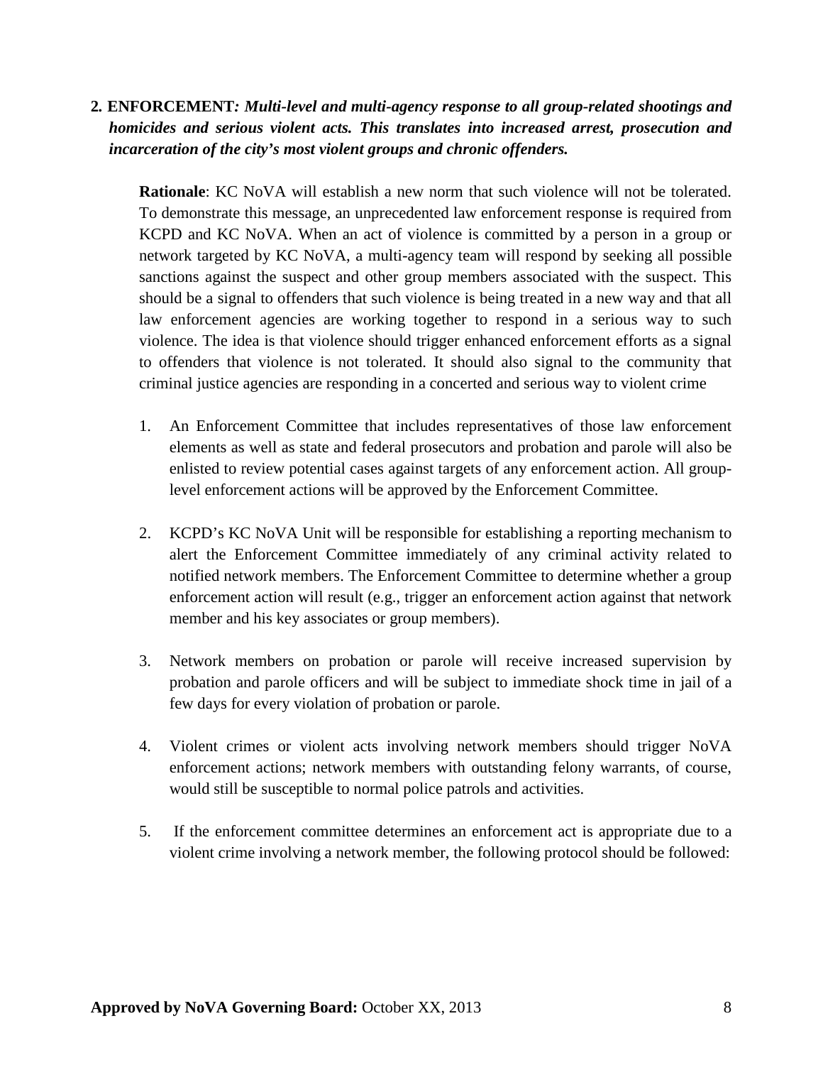**2. ENFORCEMENT*: Multi-level and multi-agency response to all group-related shootings and homicides and serious violent acts. This translates into increased arrest, prosecution and incarceration of the city's most violent groups and chronic offenders.***

**Rationale**: KC NoVA will establish a new norm that such violence will not be tolerated. To demonstrate this message, an unprecedented law enforcement response is required from KCPD and KC NoVA. When an act of violence is committed by a person in a group or network targeted by KC NoVA, a multi-agency team will respond by seeking all possible sanctions against the suspect and other group members associated with the suspect. This should be a signal to offenders that such violence is being treated in a new way and that all law enforcement agencies are working together to respond in a serious way to such violence. The idea is that violence should trigger enhanced enforcement efforts as a signal to offenders that violence is not tolerated. It should also signal to the community that criminal justice agencies are responding in a concerted and serious way to violent crime

1. An Enforcement Committee that includes representatives of those law enforcement elements as well as state and federal prosecutors and probation and parole will also be enlisted to review potential cases against targets of any enforcement action. All group-level enforcement actions will be approved by the Enforcement Committee.

2. KCPD's KC NoVA Unit will be responsible for establishing a reporting mechanism to alert the Enforcement Committee immediately of any criminal activity related to notified network members. The Enforcement Committee to determine whether a group enforcement action will result (e.g., trigger an enforcement action against that network member and his key associates or group members).

3. Network members on probation or parole will receive increased supervision by probation and parole officers and will be subject to immediate shock time in jail of a few days for every violation of probation or parole.

4. Violent crimes or violent acts involving network members should trigger NoVA enforcement actions; network members with outstanding felony warrants, of course, would still be susceptible to normal police patrols and activities.

5. If the enforcement committee determines an enforcement act is appropriate due to a violent crime involving a network member, the following protocol should be followed: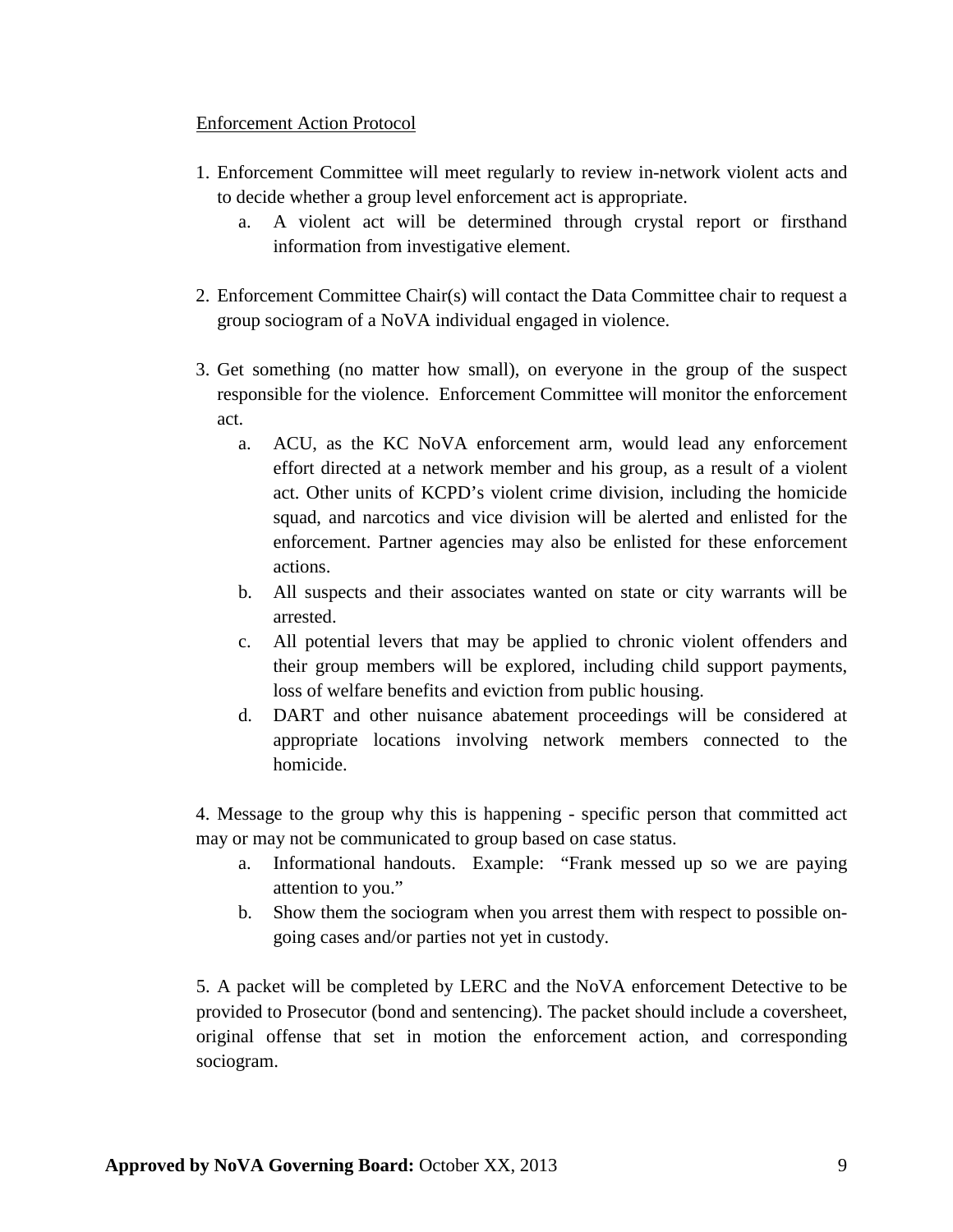Enforcement Action Protocol

1. Enforcement Committee will meet regularly to review in-network violent acts and to decide whether a group level enforcement act is appropriate.
    a. A violent act will be determined through crystal report or firsthand information from investigative element.

2. Enforcement Committee Chair(s) will contact the Data Committee chair to request a group sociogram of a NoVA individual engaged in violence.

3. Get something (no matter how small), on everyone in the group of the suspect responsible for the violence. Enforcement Committee will monitor the enforcement act.
    a. ACU, as the KC NoVA enforcement arm, would lead any enforcement effort directed at a network member and his group, as a result of a violent act. Other units of KCPD's violent crime division, including the homicide squad, and narcotics and vice division will be alerted and enlisted for the enforcement. Partner agencies may also be enlisted for these enforcement actions.
    b. All suspects and their associates wanted on state or city warrants will be arrested.
    c. All potential levers that may be applied to chronic violent offenders and their group members will be explored, including child support payments, loss of welfare benefits and eviction from public housing.
    d. DART and other nuisance abatement proceedings will be considered at appropriate locations involving network members connected to the homicide.

4. Message to the group why this is happening - specific person that committed act may or may not be communicated to group based on case status.
    a. Informational handouts. Example: "Frank messed up so we are paying attention to you."
    b. Show them the sociogram when you arrest them with respect to possible on-going cases and/or parties not yet in custody.

5. A packet will be completed by LERC and the NoVA enforcement Detective to be provided to Prosecutor (bond and sentencing). The packet should include a coversheet, original offense that set in motion the enforcement action, and corresponding sociogram.

**Approved by NoVA Governing Board:** October XX, 2013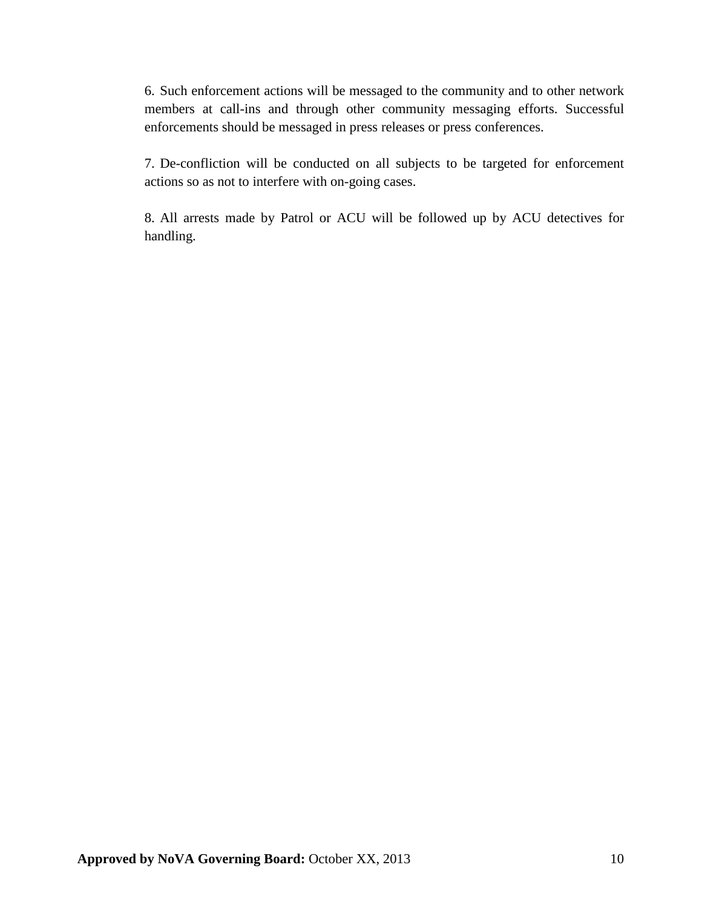6. Such enforcement actions will be messaged to the community and to other network members at call-ins and through other community messaging efforts. Successful enforcements should be messaged in press releases or press conferences.

7. De-confliction will be conducted on all subjects to be targeted for enforcement actions so as not to interfere with on-going cases.

8. All arrests made by Patrol or ACU will be followed up by ACU detectives for handling.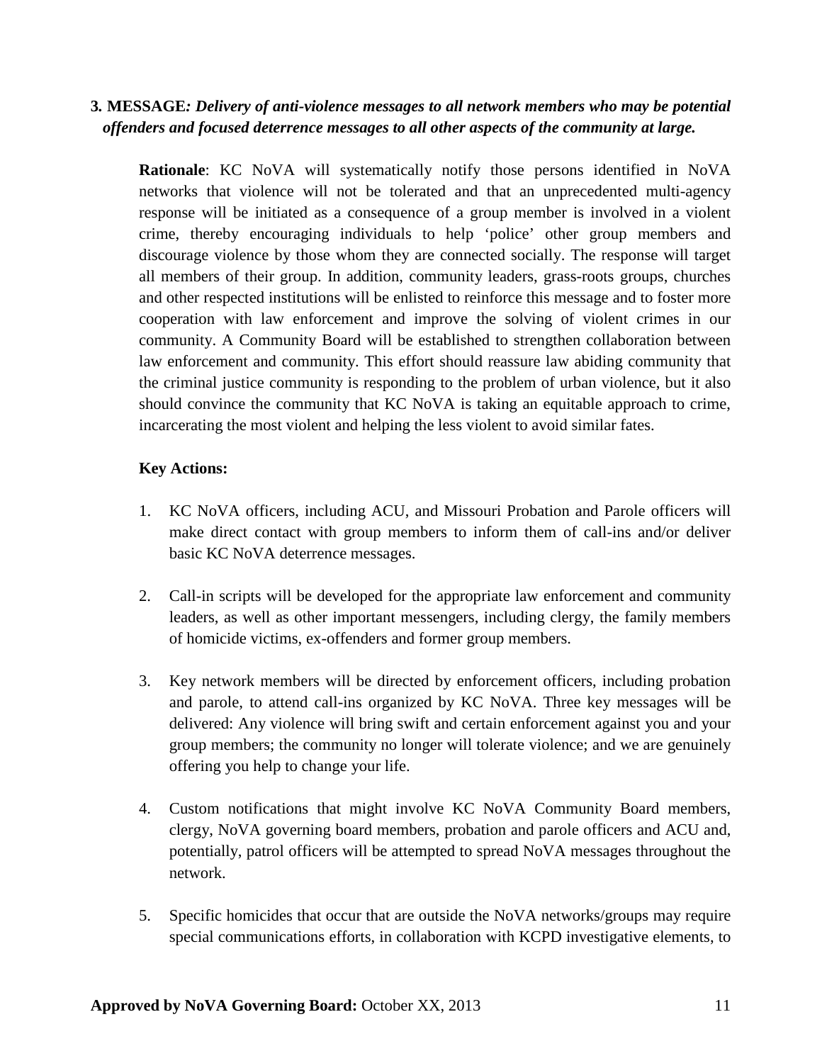**3. MESSAGE*: Delivery of anti-violence messages to all network members who may be potential offenders and focused deterrence messages to all other aspects of the community at large.***

**Rationale**: KC NoVA will systematically notify those persons identified in NoVA networks that violence will not be tolerated and that an unprecedented multi-agency response will be initiated as a consequence of a group member is involved in a violent crime, thereby encouraging individuals to help 'police' other group members and discourage violence by those whom they are connected socially. The response will target all members of their group. In addition, community leaders, grass-roots groups, churches and other respected institutions will be enlisted to reinforce this message and to foster more cooperation with law enforcement and improve the solving of violent crimes in our community. A Community Board will be established to strengthen collaboration between law enforcement and community. This effort should reassure law abiding community that the criminal justice community is responding to the problem of urban violence, but it also should convince the community that KC NoVA is taking an equitable approach to crime, incarcerating the most violent and helping the less violent to avoid similar fates.

**Key Actions:**

1. KC NoVA officers, including ACU, and Missouri Probation and Parole officers will make direct contact with group members to inform them of call-ins and/or deliver basic KC NoVA deterrence messages.

2. Call-in scripts will be developed for the appropriate law enforcement and community leaders, as well as other important messengers, including clergy, the family members of homicide victims, ex-offenders and former group members.

3. Key network members will be directed by enforcement officers, including probation and parole, to attend call-ins organized by KC NoVA. Three key messages will be delivered: Any violence will bring swift and certain enforcement against you and your group members; the community no longer will tolerate violence; and we are genuinely offering you help to change your life.

4. Custom notifications that might involve KC NoVA Community Board members, clergy, NoVA governing board members, probation and parole officers and ACU and, potentially, patrol officers will be attempted to spread NoVA messages throughout the network.

5. Specific homicides that occur that are outside the NoVA networks/groups may require special communications efforts, in collaboration with KCPD investigative elements, to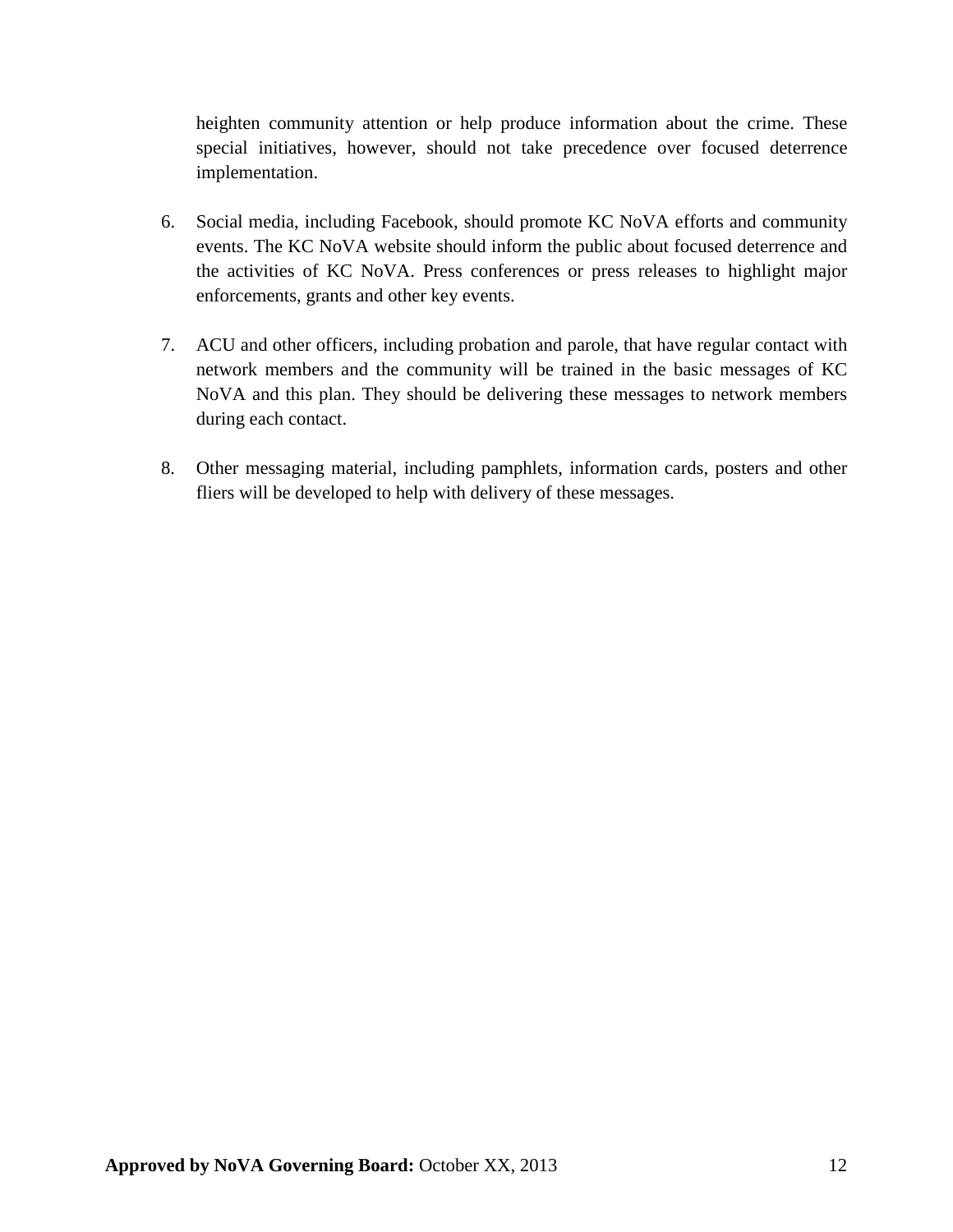heighten community attention or help produce information about the crime. These special initiatives, however, should not take precedence over focused deterrence implementation.

6. Social media, including Facebook, should promote KC NoVA efforts and community events. The KC NoVA website should inform the public about focused deterrence and the activities of KC NoVA. Press conferences or press releases to highlight major enforcements, grants and other key events.

7. ACU and other officers, including probation and parole, that have regular contact with network members and the community will be trained in the basic messages of KC NoVA and this plan. They should be delivering these messages to network members during each contact.

8. Other messaging material, including pamphlets, information cards, posters and other fliers will be developed to help with delivery of these messages.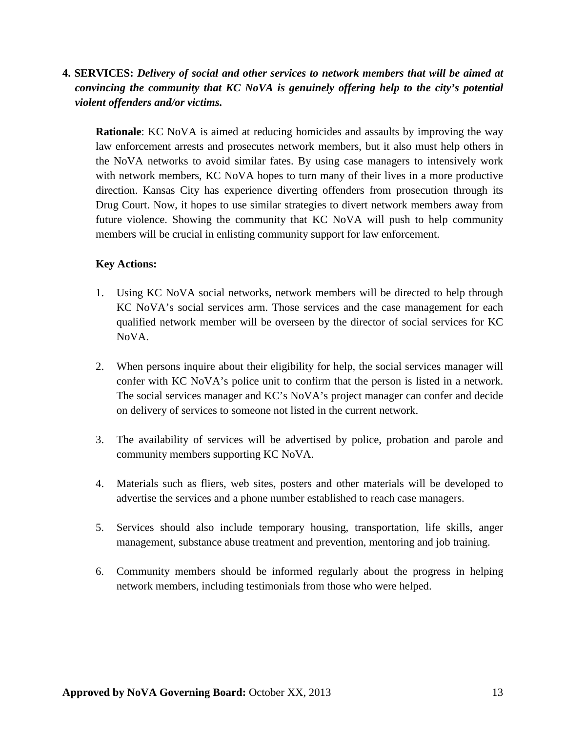**4. SERVICES:** ***Delivery of social and other services to network members that will be aimed at convincing the community that KC NoVA is genuinely offering help to the city's potential violent offenders and/or victims.***

**Rationale**: KC NoVA is aimed at reducing homicides and assaults by improving the way law enforcement arrests and prosecutes network members, but it also must help others in the NoVA networks to avoid similar fates. By using case managers to intensively work with network members, KC NoVA hopes to turn many of their lives in a more productive direction. Kansas City has experience diverting offenders from prosecution through its Drug Court. Now, it hopes to use similar strategies to divert network members away from future violence. Showing the community that KC NoVA will push to help community members will be crucial in enlisting community support for law enforcement.

**Key Actions:**

1. Using KC NoVA social networks, network members will be directed to help through KC NoVA's social services arm. Those services and the case management for each qualified network member will be overseen by the director of social services for KC NoVA.

2. When persons inquire about their eligibility for help, the social services manager will confer with KC NoVA's police unit to confirm that the person is listed in a network. The social services manager and KC's NoVA's project manager can confer and decide on delivery of services to someone not listed in the current network.

3. The availability of services will be advertised by police, probation and parole and community members supporting KC NoVA.

4. Materials such as fliers, web sites, posters and other materials will be developed to advertise the services and a phone number established to reach case managers.

5. Services should also include temporary housing, transportation, life skills, anger management, substance abuse treatment and prevention, mentoring and job training.

6. Community members should be informed regularly about the progress in helping network members, including testimonials from those who were helped.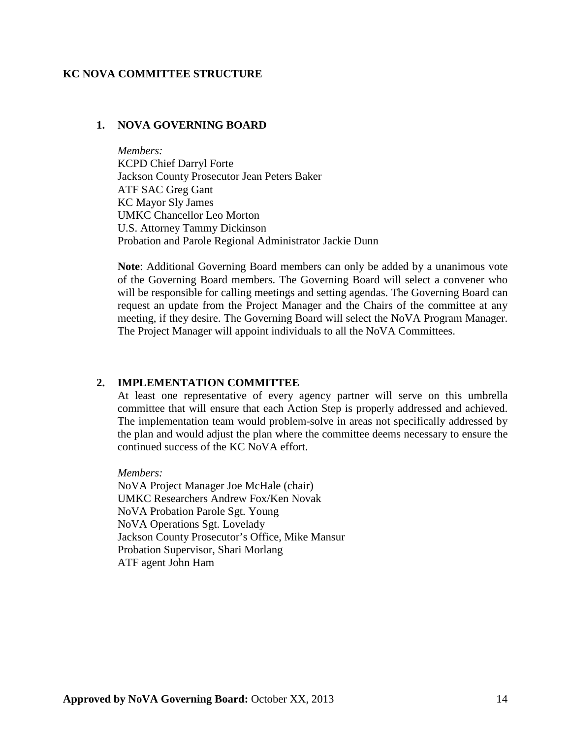## KC NOVA COMMITTEE STRUCTURE

### 1. NOVA GOVERNING BOARD

*Members:*
KCPD Chief Darryl Forte
Jackson County Prosecutor Jean Peters Baker
ATF SAC Greg Gant
KC Mayor Sly James
UMKC Chancellor Leo Morton
U.S. Attorney Tammy Dickinson
Probation and Parole Regional Administrator Jackie Dunn

**Note**: Additional Governing Board members can only be added by a unanimous vote of the Governing Board members. The Governing Board will select a convener who will be responsible for calling meetings and setting agendas. The Governing Board can request an update from the Project Manager and the Chairs of the committee at any meeting, if they desire. The Governing Board will select the NoVA Program Manager. The Project Manager will appoint individuals to all the NoVA Committees.

### 2. IMPLEMENTATION COMMITTEE

At least one representative of every agency partner will serve on this umbrella committee that will ensure that each Action Step is properly addressed and achieved. The implementation team would problem-solve in areas not specifically addressed by the plan and would adjust the plan where the committee deems necessary to ensure the continued success of the KC NoVA effort.

*Members:*
NoVA Project Manager Joe McHale (chair)
UMKC Researchers Andrew Fox/Ken Novak
NoVA Probation Parole Sgt. Young
NoVA Operations Sgt. Lovelady
Jackson County Prosecutor's Office, Mike Mansur
Probation Supervisor, Shari Morlang
ATF agent John Ham

**Approved by NoVA Governing Board:** October XX, 2013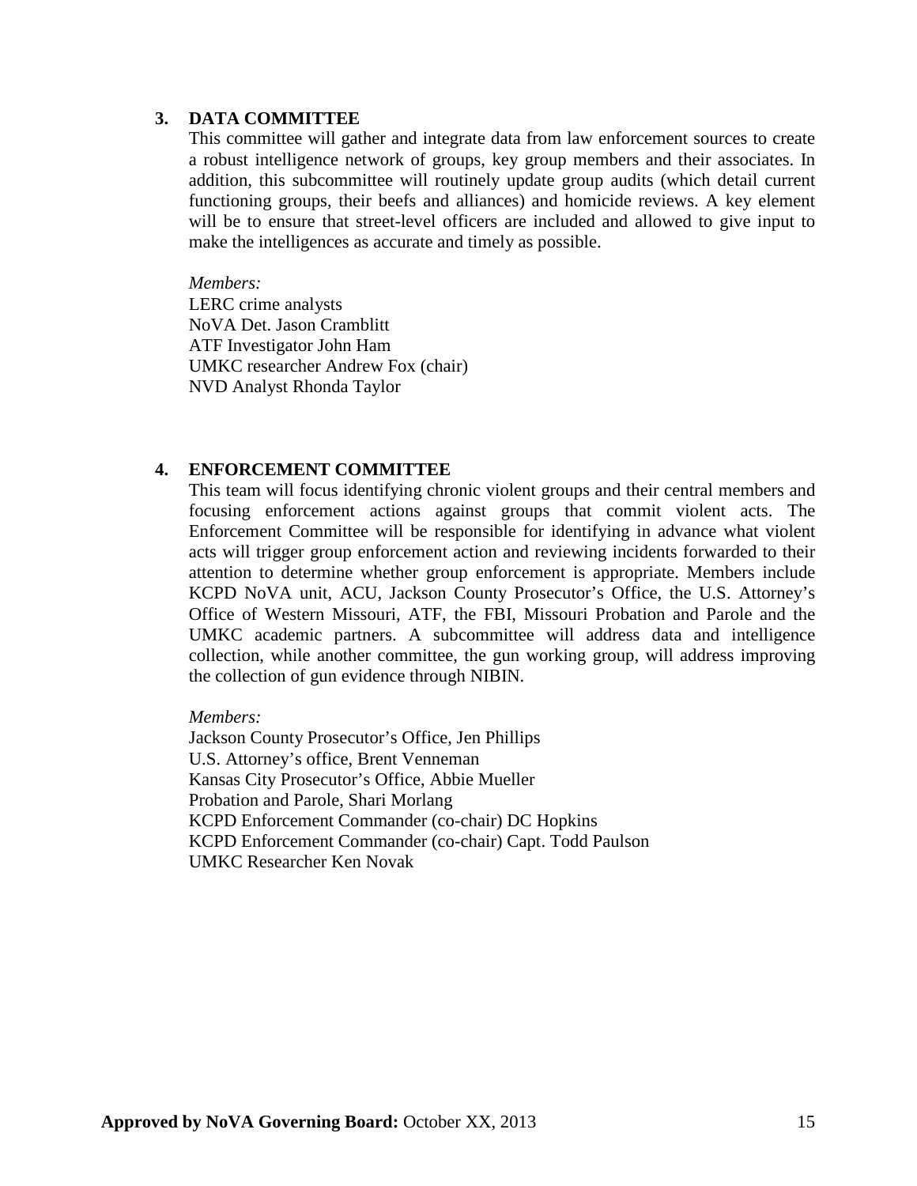### 3. DATA COMMITTEE

This committee will gather and integrate data from law enforcement sources to create a robust intelligence network of groups, key group members and their associates. In addition, this subcommittee will routinely update group audits (which detail current functioning groups, their beefs and alliances) and homicide reviews. A key element will be to ensure that street-level officers are included and allowed to give input to make the intelligences as accurate and timely as possible.

*Members:*
LERC crime analysts
NoVA Det. Jason Cramblitt
ATF Investigator John Ham
UMKC researcher Andrew Fox (chair)
NVD Analyst Rhonda Taylor

### 4. ENFORCEMENT COMMITTEE

This team will focus identifying chronic violent groups and their central members and focusing enforcement actions against groups that commit violent acts. The Enforcement Committee will be responsible for identifying in advance what violent acts will trigger group enforcement action and reviewing incidents forwarded to their attention to determine whether group enforcement is appropriate. Members include KCPD NoVA unit, ACU, Jackson County Prosecutor's Office, the U.S. Attorney's Office of Western Missouri, ATF, the FBI, Missouri Probation and Parole and the UMKC academic partners. A subcommittee will address data and intelligence collection, while another committee, the gun working group, will address improving the collection of gun evidence through NIBIN.

*Members:*
Jackson County Prosecutor's Office, Jen Phillips
U.S. Attorney's office, Brent Venneman
Kansas City Prosecutor's Office, Abbie Mueller
Probation and Parole, Shari Morlang
KCPD Enforcement Commander (co-chair) DC Hopkins
KCPD Enforcement Commander (co-chair) Capt. Todd Paulson
UMKC Researcher Ken Novak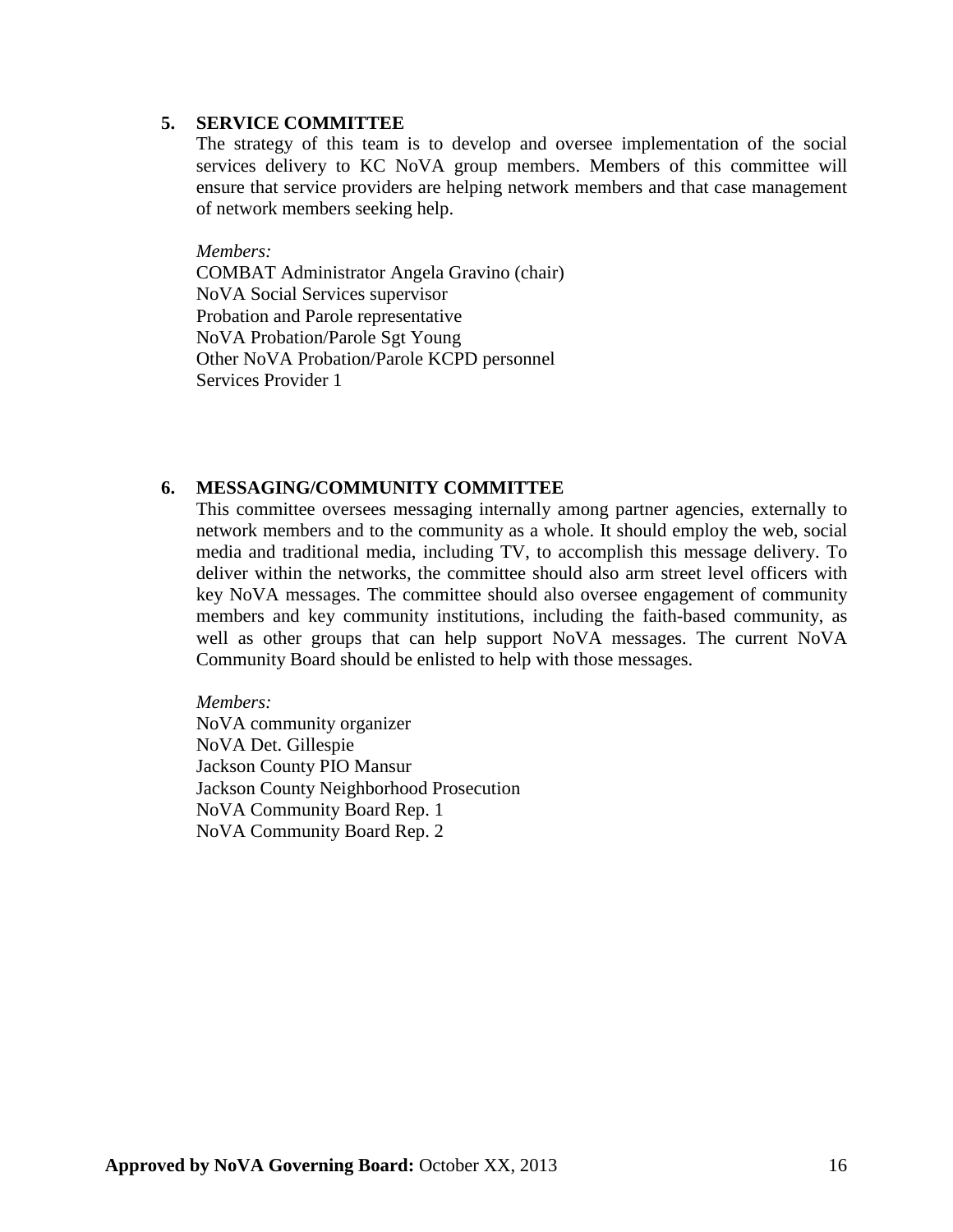### 5. SERVICE COMMITTEE

The strategy of this team is to develop and oversee implementation of the social services delivery to KC NoVA group members. Members of this committee will ensure that service providers are helping network members and that case management of network members seeking help.

*Members:*

COMBAT Administrator Angela Gravino (chair)
NoVA Social Services supervisor
Probation and Parole representative
NoVA Probation/Parole Sgt Young
Other NoVA Probation/Parole KCPD personnel
Services Provider 1

### 6. MESSAGING/COMMUNITY COMMITTEE

This committee oversees messaging internally among partner agencies, externally to network members and to the community as a whole. It should employ the web, social media and traditional media, including TV, to accomplish this message delivery. To deliver within the networks, the committee should also arm street level officers with key NoVA messages. The committee should also oversee engagement of community members and key community institutions, including the faith-based community, as well as other groups that can help support NoVA messages. The current NoVA Community Board should be enlisted to help with those messages.

*Members:*

NoVA community organizer
NoVA Det. Gillespie
Jackson County PIO Mansur
Jackson County Neighborhood Prosecution
NoVA Community Board Rep. 1
NoVA Community Board Rep. 2

**Approved by NoVA Governing Board:** October XX, 2013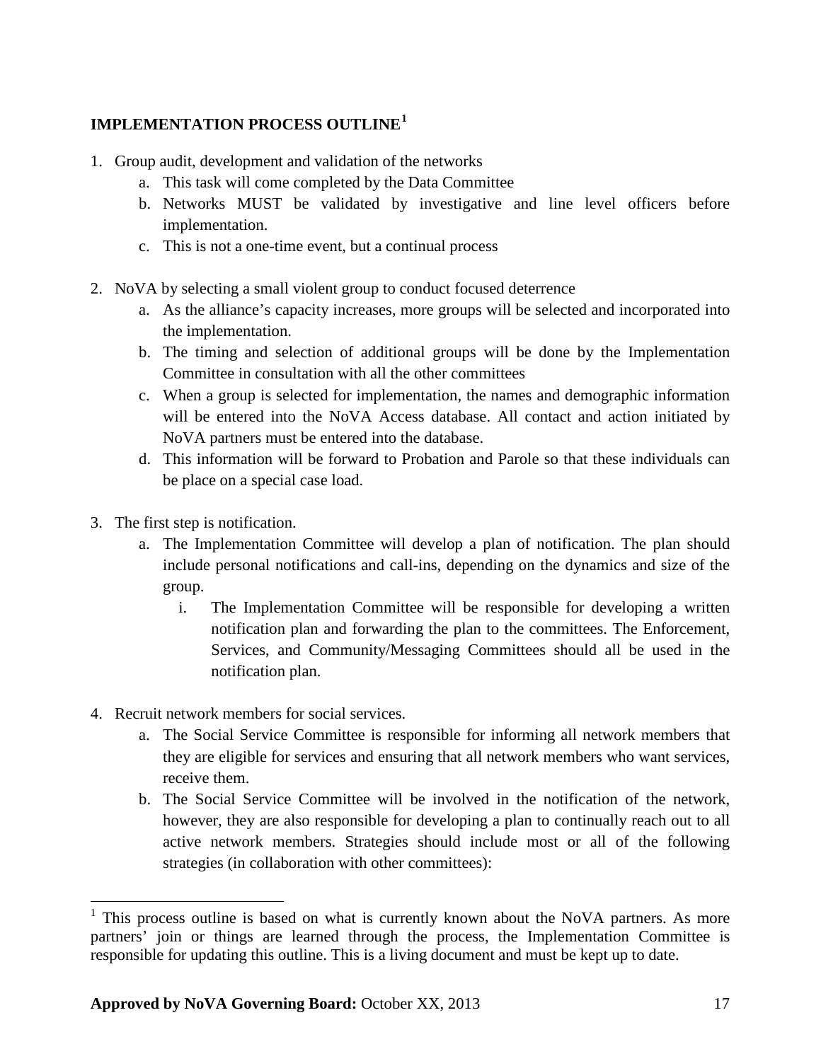**IMPLEMENTATION PROCESS OUTLINE**[1]

1. Group audit, development and validation of the networks
   a. This task will come completed by the Data Committee
   b. Networks MUST be validated by investigative and line level officers before implementation.
   c. This is not a one-time event, but a continual process

2. NoVA by selecting a small violent group to conduct focused deterrence
   a. As the alliance's capacity increases, more groups will be selected and incorporated into the implementation.
   b. The timing and selection of additional groups will be done by the Implementation Committee in consultation with all the other committees
   c. When a group is selected for implementation, the names and demographic information will be entered into the NoVA Access database. All contact and action initiated by NoVA partners must be entered into the database.
   d. This information will be forward to Probation and Parole so that these individuals can be place on a special case load.

3. The first step is notification.
   a. The Implementation Committee will develop a plan of notification. The plan should include personal notifications and call-ins, depending on the dynamics and size of the group.
      i. The Implementation Committee will be responsible for developing a written notification plan and forwarding the plan to the committees. The Enforcement, Services, and Community/Messaging Committees should all be used in the notification plan.

4. Recruit network members for social services.
   a. The Social Service Committee is responsible for informing all network members that they are eligible for services and ensuring that all network members who want services, receive them.
   b. The Social Service Committee will be involved in the notification of the network, however, they are also responsible for developing a plan to continually reach out to all active network members. Strategies should include most or all of the following strategies (in collaboration with other committees):

---

[1] This process outline is based on what is currently known about the NoVA partners. As more partners' join or things are learned through the process, the Implementation Committee is responsible for updating this outline. This is a living document and must be kept up to date.

**Approved by NoVA Governing Board:** October XX, 2013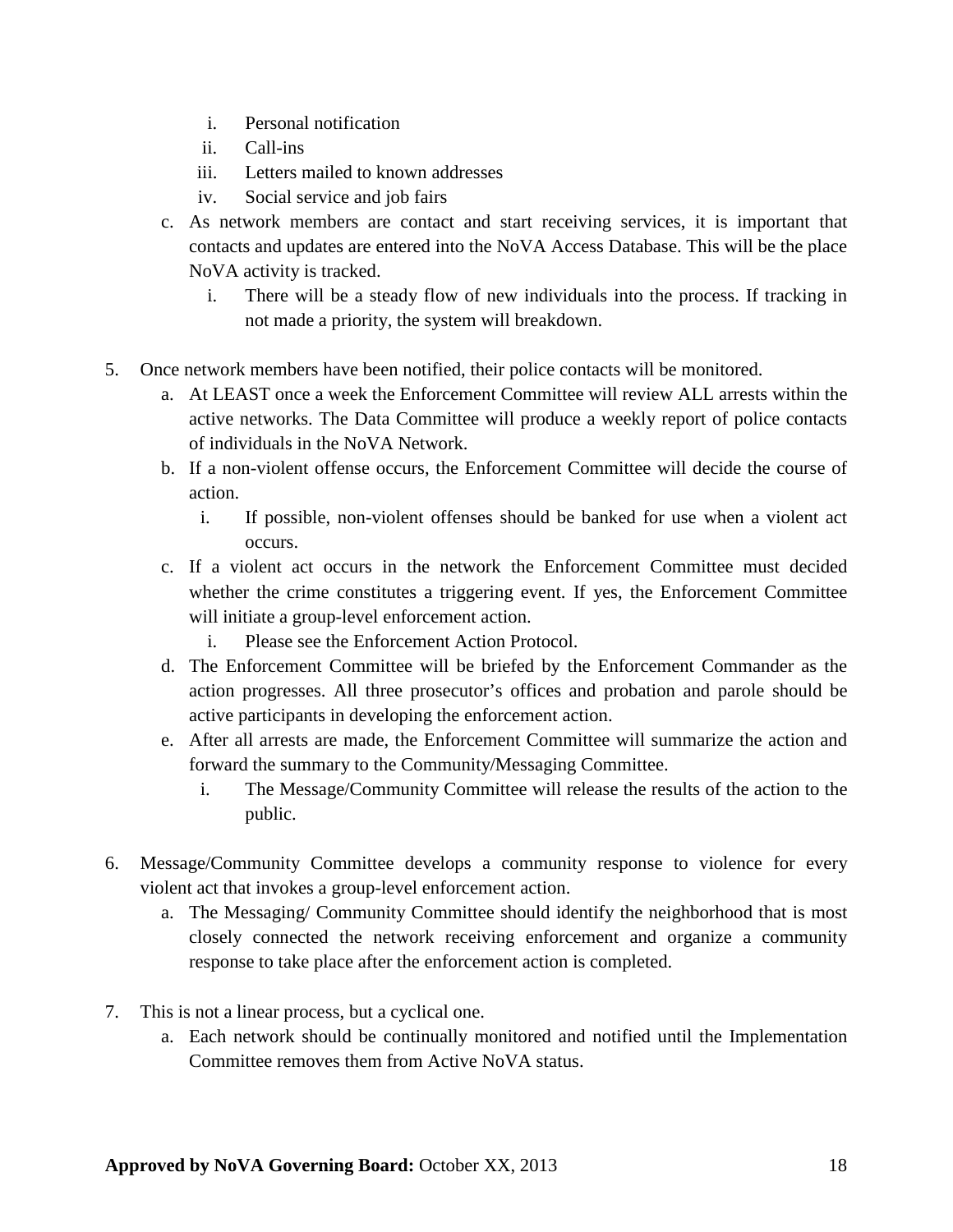i. Personal notification
   ii. Call-ins
   iii. Letters mailed to known addresses
   iv. Social service and job fairs

c. As network members are contact and start receiving services, it is important that contacts and updates are entered into the NoVA Access Database. This will be the place NoVA activity is tracked.
   i. There will be a steady flow of new individuals into the process. If tracking in not made a priority, the system will breakdown.

5. Once network members have been notified, their police contacts will be monitored.
   a. At LEAST once a week the Enforcement Committee will review ALL arrests within the active networks. The Data Committee will produce a weekly report of police contacts of individuals in the NoVA Network.
   b. If a non-violent offense occurs, the Enforcement Committee will decide the course of action.
      i. If possible, non-violent offenses should be banked for use when a violent act occurs.
   c. If a violent act occurs in the network the Enforcement Committee must decided whether the crime constitutes a triggering event. If yes, the Enforcement Committee will initiate a group-level enforcement action.
      i. Please see the Enforcement Action Protocol.
   d. The Enforcement Committee will be briefed by the Enforcement Commander as the action progresses. All three prosecutor's offices and probation and parole should be active participants in developing the enforcement action.
   e. After all arrests are made, the Enforcement Committee will summarize the action and forward the summary to the Community/Messaging Committee.
      i. The Message/Community Committee will release the results of the action to the public.

6. Message/Community Committee develops a community response to violence for every violent act that invokes a group-level enforcement action.
   a. The Messaging/ Community Committee should identify the neighborhood that is most closely connected the network receiving enforcement and organize a community response to take place after the enforcement action is completed.

7. This is not a linear process, but a cyclical one.
   a. Each network should be continually monitored and notified until the Implementation Committee removes them from Active NoVA status.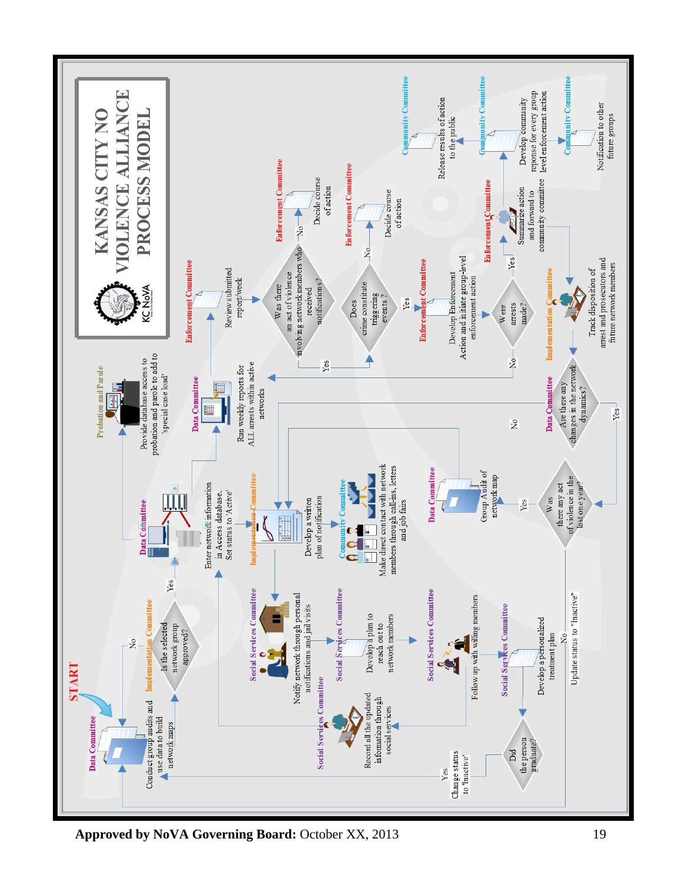# KANSAS CITY NO VIOLENCE ALLIANCE PROCESS MODEL

KC NoVA

START

Data Committee
Conduct group audits and use data to build network maps

Implementation Committee
Is the selected network group approved?

No

Yes

Data Committee
Enter network information in Access database. Set status to 'Active'

Probation and Parole
Provide database access to probation and parole to add to 'special case load'

Data Committee
Run weekly reports for ALL arrests within active networks

Enforcement Committee
Review submitted report/week

Was there an act of violence involving network members who received notifications?

No

Enforcement Committee
Decide course of action

Yes

Does crime constitute triggering events?

No

Enforcement Committee
Decide course of action

Yes

Enforcement Committee
Develop Enforcement Action and initiate group-level enforcement action

Were arrests made?

Yes

Enforcement Committee
Summarize action and forward to community committee

Community Committee
Release results of action to the public

Community Committee
Develop community reponse for every group level enforcement action

Community Committee
Notification to other future groups

No

Implementation Committee
Track disposition of arrest and prosecutions and future network members

Data Committee
Are there any changes in the network dynamics?

No

Yes

Was there any act of violence in the last one year?

Yes

Data Committee
Group Audit of network map

No

Update status to "Inactive"

Implementation Committee
Develop a written plan of notification

Community Committee
Make direct contact with network members through call-ins, letters and job fairs

Social Services Committee
Notify network through personal notifications and jail visits

Social Services Committee
Develop a plan to reach out to network members

Social Services Committee
Follow up with willing members

Social Services Committee
Develop a personalized treatment plan

Did the person graduate?

Yes

Change status to 'Inactive'

Social Services Committee
Record all the updated information through social services